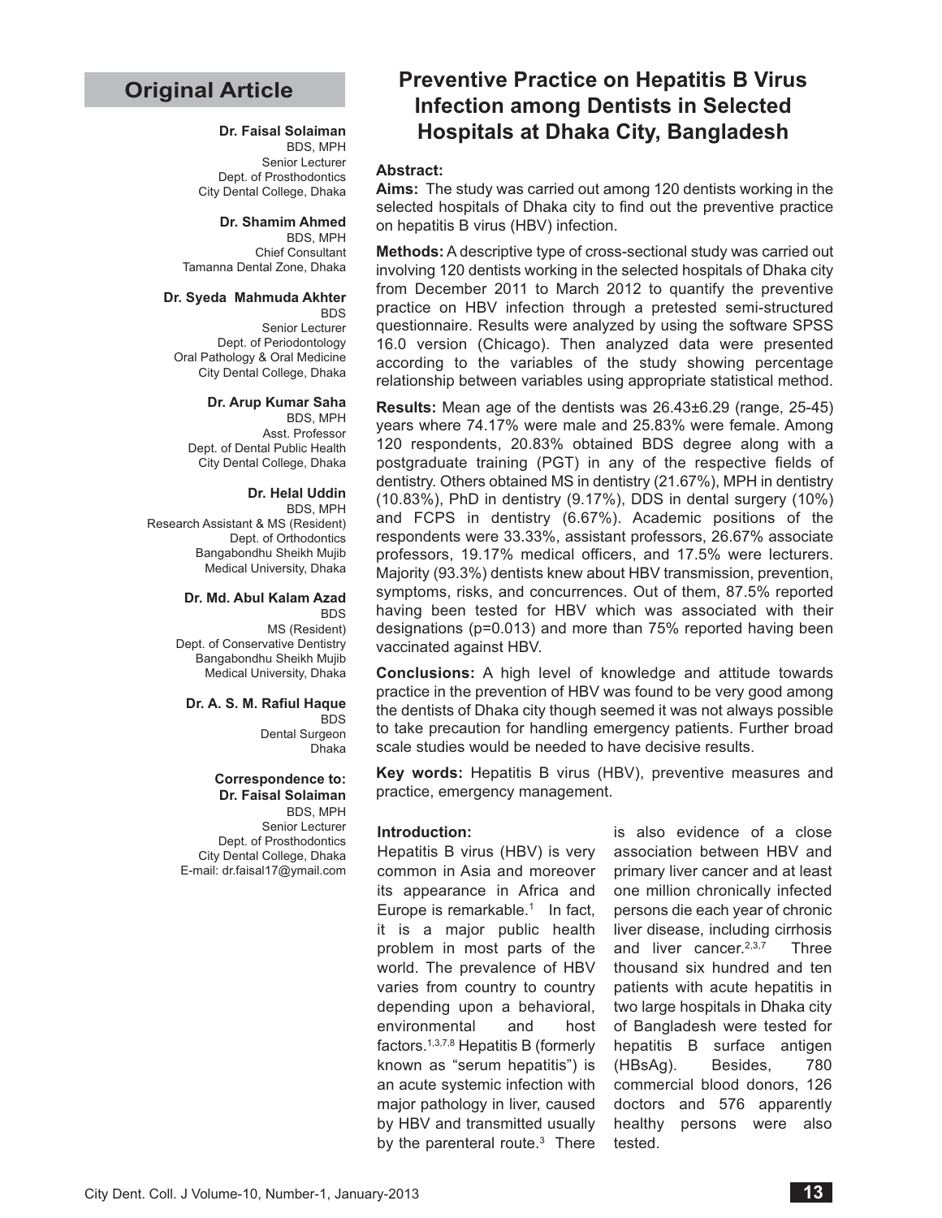## Original Article

# Preventive Practice on Hepatitis B Virus Infection among Dentists in Selected Hospitals at Dhaka City, Bangladesh

**Dr. Faisal Solaiman**
BDS, MPH
Senior Lecturer
Dept. of Prosthodontics
City Dental College, Dhaka

**Dr. Shamim Ahmed**
BDS, MPH
Chief Consultant
Tamanna Dental Zone, Dhaka

**Dr. Syeda Mahmuda Akhter**
BDS
Senior Lecturer
Dept. of Periodontology
Oral Pathology & Oral Medicine
City Dental College, Dhaka

**Dr. Arup Kumar Saha**
BDS, MPH
Asst. Professor
Dept. of Dental Public Health
City Dental College, Dhaka

**Dr. Helal Uddin**
BDS, MPH
Research Assistant & MS (Resident)
Dept. of Orthodontics
Bangabondhu Sheikh Mujib
Medical University, Dhaka

**Dr. Md. Abul Kalam Azad**
BDS
MS (Resident)
Dept. of Conservative Dentistry
Bangabondhu Sheikh Mujib
Medical University, Dhaka

**Dr. A. S. M. Rafiul Haque**
BDS
Dental Surgeon
Dhaka

**Correspondence to:**
**Dr. Faisal Solaiman**
BDS, MPH
Senior Lecturer
Dept. of Prosthodontics
City Dental College, Dhaka
E-mail: dr.faisal17@ymail.com

**Abstract:**

**Aims:** The study was carried out among 120 dentists working in the selected hospitals of Dhaka city to find out the preventive practice on hepatitis B virus (HBV) infection.

**Methods:** A descriptive type of cross-sectional study was carried out involving 120 dentists working in the selected hospitals of Dhaka city from December 2011 to March 2012 to quantify the preventive practice on HBV infection through a pretested semi-structured questionnaire. Results were analyzed by using the software SPSS 16.0 version (Chicago). Then analyzed data were presented according to the variables of the study showing percentage relationship between variables using appropriate statistical method.

**Results:** Mean age of the dentists was 26.43±6.29 (range, 25-45) years where 74.17% were male and 25.83% were female. Among 120 respondents, 20.83% obtained BDS degree along with a postgraduate training (PGT) in any of the respective fields of dentistry. Others obtained MS in dentistry (21.67%), MPH in dentistry (10.83%), PhD in dentistry (9.17%), DDS in dental surgery (10%) and FCPS in dentistry (6.67%). Academic positions of the respondents were 33.33%, assistant professors, 26.67% associate professors, 19.17% medical officers, and 17.5% were lecturers. Majority (93.3%) dentists knew about HBV transmission, prevention, symptoms, risks, and concurrences. Out of them, 87.5% reported having been tested for HBV which was associated with their designations (p=0.013) and more than 75% reported having been vaccinated against HBV.

**Conclusions:** A high level of knowledge and attitude towards practice in the prevention of HBV was found to be very good among the dentists of Dhaka city though seemed it was not always possible to take precaution for handling emergency patients. Further broad scale studies would be needed to have decisive results.

**Key words:** Hepatitis B virus (HBV), preventive measures and practice, emergency management.

**Introduction:**

Hepatitis B virus (HBV) is very common in Asia and moreover its appearance in Africa and Europe is remarkable.[1] In fact, it is a major public health problem in most parts of the world. The prevalence of HBV varies from country to country depending upon a behavioral, environmental and host factors.[1,3,7,8] Hepatitis B (formerly known as "serum hepatitis") is an acute systemic infection with major pathology in liver, caused by HBV and transmitted usually by the parenteral route.[3] There is also evidence of a close association between HBV and primary liver cancer and at least one million chronically infected persons die each year of chronic liver disease, including cirrhosis and liver cancer.[2,3,7] Three thousand six hundred and ten patients with acute hepatitis in two large hospitals in Dhaka city of Bangladesh were tested for hepatitis B surface antigen (HBsAg). Besides, 780 commercial blood donors, 126 doctors and 576 apparently healthy persons were also tested.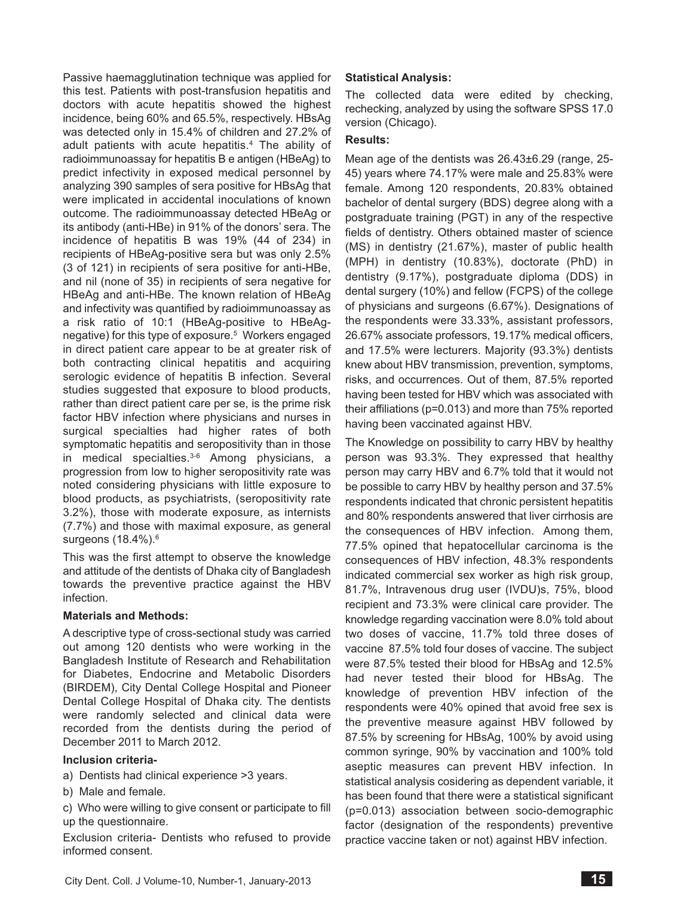Passive haemagglutination technique was applied for this test. Patients with post-transfusion hepatitis and doctors with acute hepatitis showed the highest incidence, being 60% and 65.5%, respectively. HBsAg was detected only in 15.4% of children and 27.2% of adult patients with acute hepatitis.[4] The ability of radioimmunoassay for hepatitis B e antigen (HBeAg) to predict infectivity in exposed medical personnel by analyzing 390 samples of sera positive for HBsAg that were implicated in accidental inoculations of known outcome. The radioimmunoassay detected HBeAg or its antibody (anti-HBe) in 91% of the donors' sera. The incidence of hepatitis B was 19% (44 of 234) in recipients of HBeAg-positive sera but was only 2.5% (3 of 121) in recipients of sera positive for anti-HBe, and nil (none of 35) in recipients of sera negative for HBeAg and anti-HBe. The known relation of HBeAg and infectivity was quantified by radioimmunoassay as a risk ratio of 10:1 (HBeAg-positive to HBeAg-negative) for this type of exposure.[5] Workers engaged in direct patient care appear to be at greater risk of both contracting clinical hepatitis and acquiring serologic evidence of hepatitis B infection. Several studies suggested that exposure to blood products, rather than direct patient care per se, is the prime risk factor HBV infection where physicians and nurses in surgical specialties had higher rates of both symptomatic hepatitis and seropositivity than in those in medical specialties.[3-6] Among physicians, a progression from low to higher seropositivity rate was noted considering physicians with little exposure to blood products, as psychiatrists, (seropositivity rate 3.2%), those with moderate exposure, as internists (7.7%) and those with maximal exposure, as general surgeons (18.4%).[6]

This was the first attempt to observe the knowledge and attitude of the dentists of Dhaka city of Bangladesh towards the preventive practice against the HBV infection.

**Materials and Methods:**

A descriptive type of cross-sectional study was carried out among 120 dentists who were working in the Bangladesh Institute of Research and Rehabilitation for Diabetes, Endocrine and Metabolic Disorders (BIRDEM), City Dental College Hospital and Pioneer Dental College Hospital of Dhaka city. The dentists were randomly selected and clinical data were recorded from the dentists during the period of December 2011 to March 2012.

**Inclusion criteria-**

a) Dentists had clinical experience >3 years.

b) Male and female.

c) Who were willing to give consent or participate to fill up the questionnaire.

Exclusion criteria- Dentists who refused to provide informed consent.

**Statistical Analysis:**

The collected data were edited by checking, rechecking, analyzed by using the software SPSS 17.0 version (Chicago).

**Results:**

Mean age of the dentists was 26.43±6.29 (range, 25-45) years where 74.17% were male and 25.83% were female. Among 120 respondents, 20.83% obtained bachelor of dental surgery (BDS) degree along with a postgraduate training (PGT) in any of the respective fields of dentistry. Others obtained master of science (MS) in dentistry (21.67%), master of public health (MPH) in dentistry (10.83%), doctorate (PhD) in dentistry (9.17%), postgraduate diploma (DDS) in dental surgery (10%) and fellow (FCPS) of the college of physicians and surgeons (6.67%). Designations of the respondents were 33.33%, assistant professors, 26.67% associate professors, 19.17% medical officers, and 17.5% were lecturers. Majority (93.3%) dentists knew about HBV transmission, prevention, symptoms, risks, and occurrences. Out of them, 87.5% reported having been tested for HBV which was associated with their affiliations (p=0.013) and more than 75% reported having been vaccinated against HBV.

The Knowledge on possibility to carry HBV by healthy person was 93.3%. They expressed that healthy person may carry HBV and 6.7% told that it would not be possible to carry HBV by healthy person and 37.5% respondents indicated that chronic persistent hepatitis and 80% respondents answered that liver cirrhosis are the consequences of HBV infection. Among them, 77.5% opined that hepatocellular carcinoma is the consequences of HBV infection, 48.3% respondents indicated commercial sex worker as high risk group, 81.7%, Intravenous drug user (IVDU)s, 75%, blood recipient and 73.3% were clinical care provider. The knowledge regarding vaccination were 8.0% told about two doses of vaccine, 11.7% told three doses of vaccine 87.5% told four doses of vaccine. The subject were 87.5% tested their blood for HBsAg and 12.5% had never tested their blood for HBsAg. The knowledge of prevention HBV infection of the respondents were 40% opined that avoid free sex is the preventive measure against HBV followed by 87.5% by screening for HBsAg, 100% by avoid using common syringe, 90% by vaccination and 100% told aseptic measures can prevent HBV infection. In statistical analysis cosidering as dependent variable, it has been found that there were a statistical significant (p=0.013) association between socio-demographic factor (designation of the respondents) preventive practice vaccine taken or not) against HBV infection.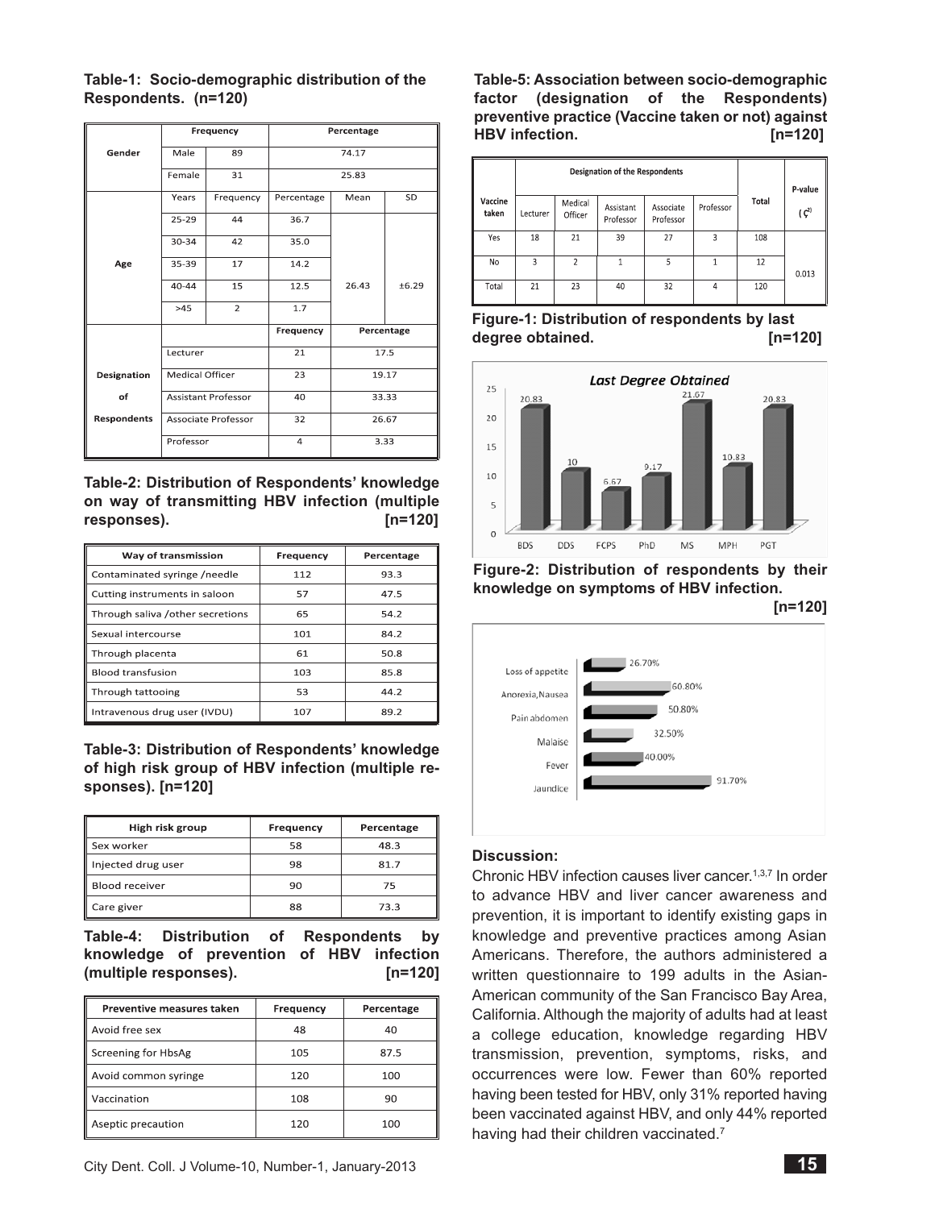**Table-1: Socio-demographic distribution of the Respondents. (n=120)**

| | Frequency | | Percentage | | |
|---|---|---|---|---|---|
| Gender | Male | 89 | 74.17 | | |
| | Female | 31 | 25.83 | | |
| Age | Years | Frequency | Percentage | Mean | SD |
| | 25-29 | 44 | 36.7 | 26.43 | ±6.29 |
| | 30-34 | 42 | 35.0 | | |
| | 35-39 | 17 | 14.2 | | |
| | 40-44 | 15 | 12.5 | | |
| | >45 | 2 | 1.7 | | |
| Designation of Respondents | | | Frequency | Percentage | |
| | Lecturer | | 21 | 17.5 | |
| | Medical Officer | | 23 | 19.17 | |
| | Assistant Professor | | 40 | 33.33 | |
| | Associate Professor | | 32 | 26.67 | |
| | Professor | | 4 | 3.33 | |

**Table-2: Distribution of Respondents' knowledge on way of transmitting HBV infection (multiple responses). [n=120]**

| Way of transmission | Frequency | Percentage |
|---|---|---|
| Contaminated syringe /needle | 112 | 93.3 |
| Cutting instruments in saloon | 57 | 47.5 |
| Through saliva /other secretions | 65 | 54.2 |
| Sexual intercourse | 101 | 84.2 |
| Through placenta | 61 | 50.8 |
| Blood transfusion | 103 | 85.8 |
| Through tattooing | 53 | 44.2 |
| Intravenous drug user (IVDU) | 107 | 89.2 |

**Table-3: Distribution of Respondents' knowledge of high risk group of HBV infection (multiple responses). [n=120]**

| High risk group | Frequency | Percentage |
|---|---|---|
| Sex worker | 58 | 48.3 |
| Injected drug user | 98 | 81.7 |
| Blood receiver | 90 | 75 |
| Care giver | 88 | 73.3 |

**Table-4: Distribution of Respondents by knowledge of prevention of HBV infection (multiple responses). [n=120]**

| Preventive measures taken | Frequency | Percentage |
|---|---|---|
| Avoid free sex | 48 | 40 |
| Screening for HbsAg | 105 | 87.5 |
| Avoid common syringe | 120 | 100 |
| Vaccination | 108 | 90 |
| Aseptic precaution | 120 | 100 |

**Table-5: Association between socio-demographic factor (designation of the Respondents) preventive practice (Vaccine taken or not) against HBV infection. [n=120]**

| Vaccine taken | Designation of the Respondents | | | | | Total | P-value ($\chi^2$) |
|---|---|---|---|---|---|---|---|
| | Lecturer | Medical Officer | Assistant Professor | Associate Professor | Professor | | |
| Yes | 18 | 21 | 39 | 27 | 3 | 108 | 0.013 |
| No | 3 | 2 | 1 | 5 | 1 | 12 | |
| Total | 21 | 23 | 40 | 32 | 4 | 120 | |

**Figure-1: Distribution of respondents by last degree obtained. [n=120]**

Last Degree Obtained

| BDS | DDS | FCPS | PhD | MS | MPH | PGT |
|---|---|---|---|---|---|---|
| 20.83 | 10 | 6.67 | 9.17 | 21.67 | 10.83 | 20.83 |

**Figure-2: Distribution of respondents by their knowledge on symptoms of HBV infection. [n=120]**

| Symptom | Percentage |
|---|---|
| Loss of appetite | 26.70% |
| Anorexia,Nausea | 60.80% |
| Pain abdomen | 50.80% |
| Malaise | 32.50% |
| Fever | 40.00% |
| Jaundice | 91.70% |

## Discussion:

Chronic HBV infection causes liver cancer.[1,3,7] In order to advance HBV and liver cancer awareness and prevention, it is important to identify existing gaps in knowledge and preventive practices among Asian Americans. Therefore, the authors administered a written questionnaire to 199 adults in the Asian-American community of the San Francisco Bay Area, California. Although the majority of adults had at least a college education, knowledge regarding HBV transmission, prevention, symptoms, risks, and occurrences were low. Fewer than 60% reported having been tested for HBV, only 31% reported having been vaccinated against HBV, and only 44% reported having had their children vaccinated.[7]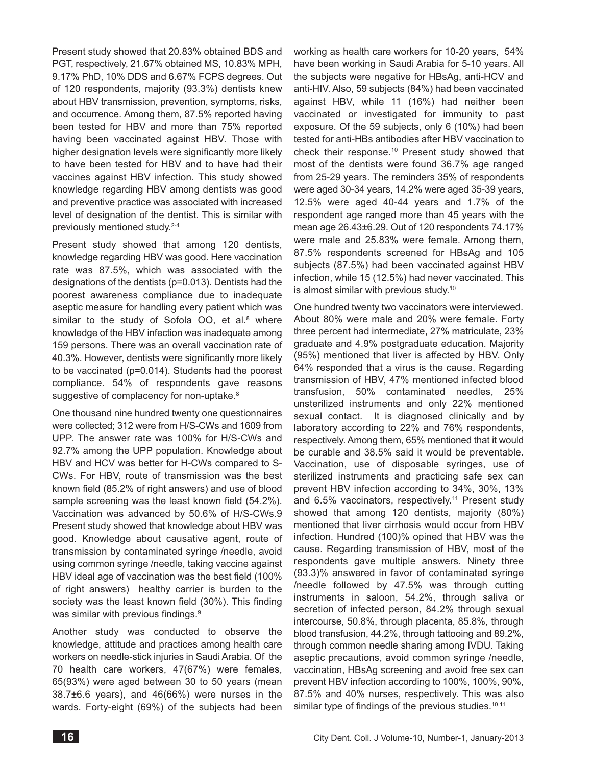Present study showed that 20.83% obtained BDS and PGT, respectively, 21.67% obtained MS, 10.83% MPH, 9.17% PhD, 10% DDS and 6.67% FCPS degrees. Out of 120 respondents, majority (93.3%) dentists knew about HBV transmission, prevention, symptoms, risks, and occurrence. Among them, 87.5% reported having been tested for HBV and more than 75% reported having been vaccinated against HBV. Those with higher designation levels were significantly more likely to have been tested for HBV and to have had their vaccines against HBV infection. This study showed knowledge regarding HBV among dentists was good and preventive practice was associated with increased level of designation of the dentist. This is similar with previously mentioned study.[2-4]

Present study showed that among 120 dentists, knowledge regarding HBV was good. Here vaccination rate was 87.5%, which was associated with the designations of the dentists (p=0.013). Dentists had the poorest awareness compliance due to inadequate aseptic measure for handling every patient which was similar to the study of Sofola OO, et al.[8] where knowledge of the HBV infection was inadequate among 159 persons. There was an overall vaccination rate of 40.3%. However, dentists were significantly more likely to be vaccinated (p=0.014). Students had the poorest compliance. 54% of respondents gave reasons suggestive of complacency for non-uptake.[8]

One thousand nine hundred twenty one questionnaires were collected; 312 were from H/S-CWs and 1609 from UPP. The answer rate was 100% for H/S-CWs and 92.7% among the UPP population. Knowledge about HBV and HCV was better for H-CWs compared to S-CWs. For HBV, route of transmission was the best known field (85.2% of right answers) and use of blood sample screening was the least known field (54.2%). Vaccination was advanced by 50.6% of H/S-CWs.9 Present study showed that knowledge about HBV was good. Knowledge about causative agent, route of transmission by contaminated syringe /needle, avoid using common syringe /needle, taking vaccine against HBV ideal age of vaccination was the best field (100% of right answers) healthy carrier is burden to the society was the least known field (30%). This finding was similar with previous findings.[9]

Another study was conducted to observe the knowledge, attitude and practices among health care workers on needle-stick injuries in Saudi Arabia. Of the 70 health care workers, 47(67%) were females, 65(93%) were aged between 30 to 50 years (mean 38.7±6.6 years), and 46(66%) were nurses in the wards. Forty-eight (69%) of the subjects had been working as health care workers for 10-20 years, 54% have been working in Saudi Arabia for 5-10 years. All the subjects were negative for HBsAg, anti-HCV and anti-HIV. Also, 59 subjects (84%) had been vaccinated against HBV, while 11 (16%) had neither been vaccinated or investigated for immunity to past exposure. Of the 59 subjects, only 6 (10%) had been tested for anti-HBs antibodies after HBV vaccination to check their response.[10] Present study showed that most of the dentists were found 36.7% age ranged from 25-29 years. The reminders 35% of respondents were aged 30-34 years, 14.2% were aged 35-39 years, 12.5% were aged 40-44 years and 1.7% of the respondent age ranged more than 45 years with the mean age 26.43±6.29. Out of 120 respondents 74.17% were male and 25.83% were female. Among them, 87.5% respondents screened for HBsAg and 105 subjects (87.5%) had been vaccinated against HBV infection, while 15 (12.5%) had never vaccinated. This is almost similar with previous study.[10]

One hundred twenty two vaccinators were interviewed. About 80% were male and 20% were female. Forty three percent had intermediate, 27% matriculate, 23% graduate and 4.9% postgraduate education. Majority (95%) mentioned that liver is affected by HBV. Only 64% responded that a virus is the cause. Regarding transmission of HBV, 47% mentioned infected blood transfusion, 50% contaminated needles, 25% unsterilized instruments and only 22% mentioned sexual contact. It is diagnosed clinically and by laboratory according to 22% and 76% respondents, respectively. Among them, 65% mentioned that it would be curable and 38.5% said it would be preventable. Vaccination, use of disposable syringes, use of sterilized instruments and practicing safe sex can prevent HBV infection according to 34%, 30%, 13% and 6.5% vaccinators, respectively.[11] Present study showed that among 120 dentists, majority (80%) mentioned that liver cirrhosis would occur from HBV infection. Hundred (100)% opined that HBV was the cause. Regarding transmission of HBV, most of the respondents gave multiple answers. Ninety three (93.3)% answered in favor of contaminated syringe /needle followed by 47.5% was through cutting instruments in saloon, 54.2%, through saliva or secretion of infected person, 84.2% through sexual intercourse, 50.8%, through placenta, 85.8%, through blood transfusion, 44.2%, through tattooing and 89.2%, through common needle sharing among IVDU. Taking aseptic precautions, avoid common syringe /needle, vaccination, HBsAg screening and avoid free sex can prevent HBV infection according to 100%, 100%, 90%, 87.5% and 40% nurses, respectively. This was also similar type of findings of the previous studies.[10,11]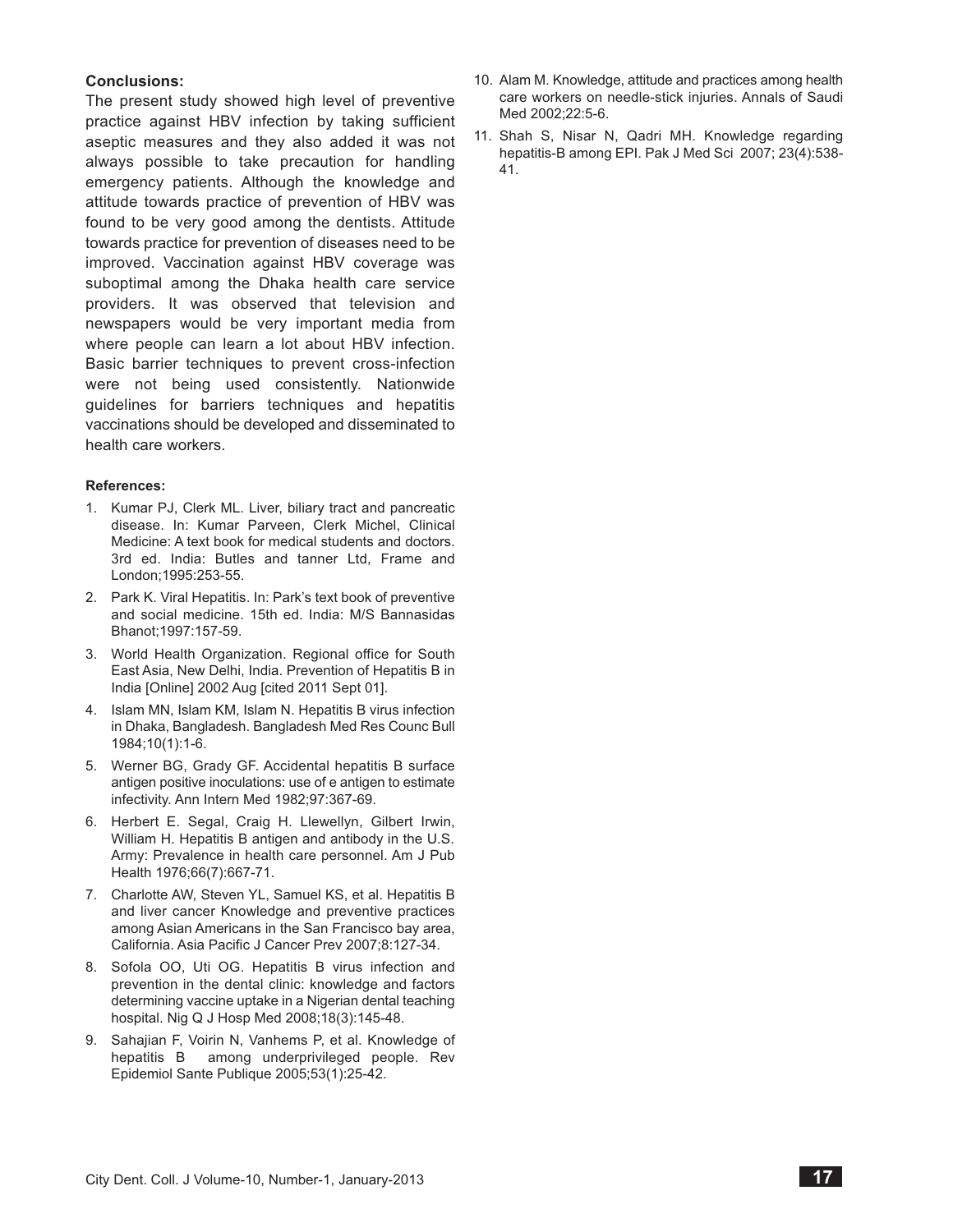**Conclusions:**

The present study showed high level of preventive practice against HBV infection by taking sufficient aseptic measures and they also added it was not always possible to take precaution for handling emergency patients. Although the knowledge and attitude towards practice of prevention of HBV was found to be very good among the dentists. Attitude towards practice for prevention of diseases need to be improved. Vaccination against HBV coverage was suboptimal among the Dhaka health care service providers. It was observed that television and newspapers would be very important media from where people can learn a lot about HBV infection. Basic barrier techniques to prevent cross-infection were not being used consistently. Nationwide guidelines for barriers techniques and hepatitis vaccinations should be developed and disseminated to health care workers.

**References:**

1. Kumar PJ, Clerk ML. Liver, biliary tract and pancreatic disease. In: Kumar Parveen, Clerk Michel, Clinical Medicine: A text book for medical students and doctors. 3rd ed. India: Butles and tanner Ltd, Frame and London;1995:253-55.
2. Park K. Viral Hepatitis. In: Park's text book of preventive and social medicine. 15th ed. India: M/S Bannasidas Bhanot;1997:157-59.
3. World Health Organization. Regional office for South East Asia, New Delhi, India. Prevention of Hepatitis B in India [Online] 2002 Aug [cited 2011 Sept 01].
4. Islam MN, Islam KM, Islam N. Hepatitis B virus infection in Dhaka, Bangladesh. Bangladesh Med Res Counc Bull 1984;10(1):1-6.
5. Werner BG, Grady GF. Accidental hepatitis B surface antigen positive inoculations: use of e antigen to estimate infectivity. Ann Intern Med 1982;97:367-69.
6. Herbert E. Segal, Craig H. Llewellyn, Gilbert Irwin, William H. Hepatitis B antigen and antibody in the U.S. Army: Prevalence in health care personnel. Am J Pub Health 1976;66(7):667-71.
7. Charlotte AW, Steven YL, Samuel KS, et al. Hepatitis B and liver cancer Knowledge and preventive practices among Asian Americans in the San Francisco bay area, California. Asia Pacific J Cancer Prev 2007;8:127-34.
8. Sofola OO, Uti OG. Hepatitis B virus infection and prevention in the dental clinic: knowledge and factors determining vaccine uptake in a Nigerian dental teaching hospital. Nig Q J Hosp Med 2008;18(3):145-48.
9. Sahajian F, Voirin N, Vanhems P, et al. Knowledge of hepatitis B among underprivileged people. Rev Epidemiol Sante Publique 2005;53(1):25-42.
10. Alam M. Knowledge, attitude and practices among health care workers on needle-stick injuries. Annals of Saudi Med 2002;22:5-6.
11. Shah S, Nisar N, Qadri MH. Knowledge regarding hepatitis-B among EPI. Pak J Med Sci 2007; 23(4):538-41.